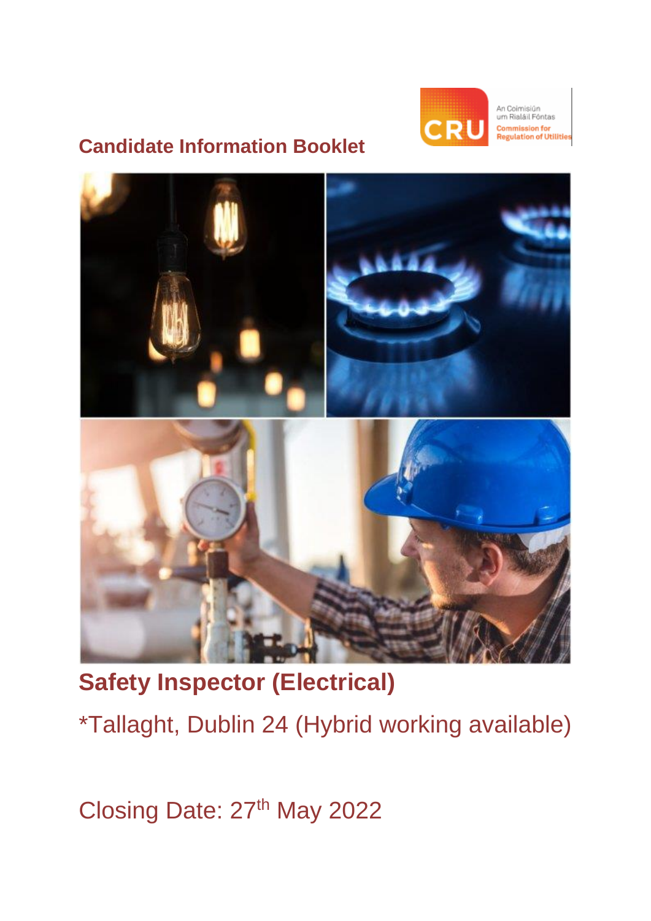An Coimisiún um Rialáil Fóntas

Commission for Regulation of Utilities

## Candidate Information Booklet

# Safety Inspector (Electrical)

*Tallaght, Dublin 24 (Hybrid working available)

Closing Date: 27th May 2022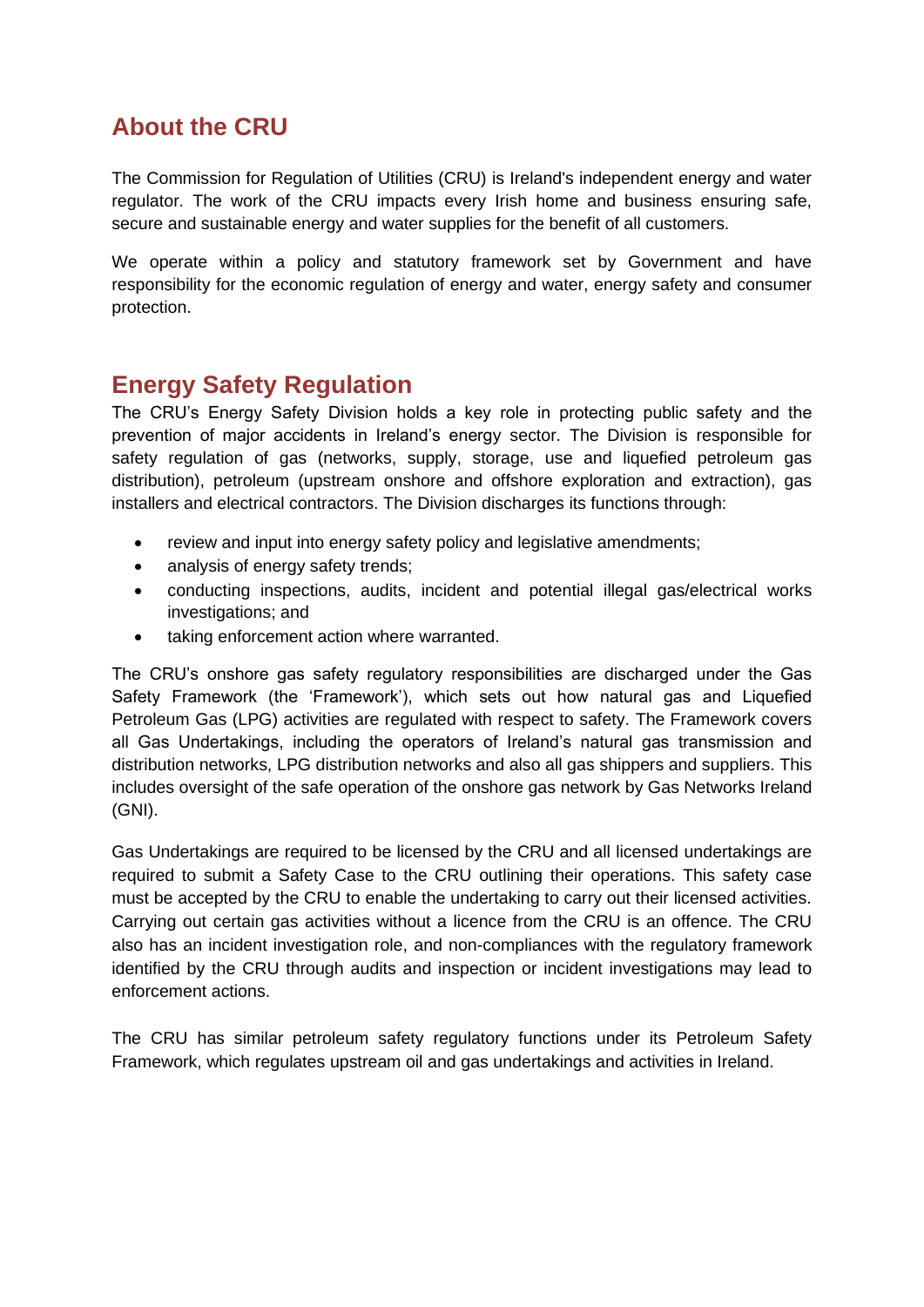## About the CRU

The Commission for Regulation of Utilities (CRU) is Ireland's independent energy and water regulator. The work of the CRU impacts every Irish home and business ensuring safe, secure and sustainable energy and water supplies for the benefit of all customers.

We operate within a policy and statutory framework set by Government and have responsibility for the economic regulation of energy and water, energy safety and consumer protection.

## Energy Safety Regulation

The CRU's Energy Safety Division holds a key role in protecting public safety and the prevention of major accidents in Ireland's energy sector. The Division is responsible for safety regulation of gas (networks, supply, storage, use and liquefied petroleum gas distribution), petroleum (upstream onshore and offshore exploration and extraction), gas installers and electrical contractors. The Division discharges its functions through:

- review and input into energy safety policy and legislative amendments;
- analysis of energy safety trends;
- conducting inspections, audits, incident and potential illegal gas/electrical works investigations; and
- taking enforcement action where warranted.

The CRU's onshore gas safety regulatory responsibilities are discharged under the Gas Safety Framework (the 'Framework'), which sets out how natural gas and Liquefied Petroleum Gas (LPG) activities are regulated with respect to safety. The Framework covers all Gas Undertakings, including the operators of Ireland's natural gas transmission and distribution networks, LPG distribution networks and also all gas shippers and suppliers. This includes oversight of the safe operation of the onshore gas network by Gas Networks Ireland (GNI).

Gas Undertakings are required to be licensed by the CRU and all licensed undertakings are required to submit a Safety Case to the CRU outlining their operations. This safety case must be accepted by the CRU to enable the undertaking to carry out their licensed activities. Carrying out certain gas activities without a licence from the CRU is an offence. The CRU also has an incident investigation role, and non-compliances with the regulatory framework identified by the CRU through audits and inspection or incident investigations may lead to enforcement actions.

The CRU has similar petroleum safety regulatory functions under its Petroleum Safety Framework, which regulates upstream oil and gas undertakings and activities in Ireland.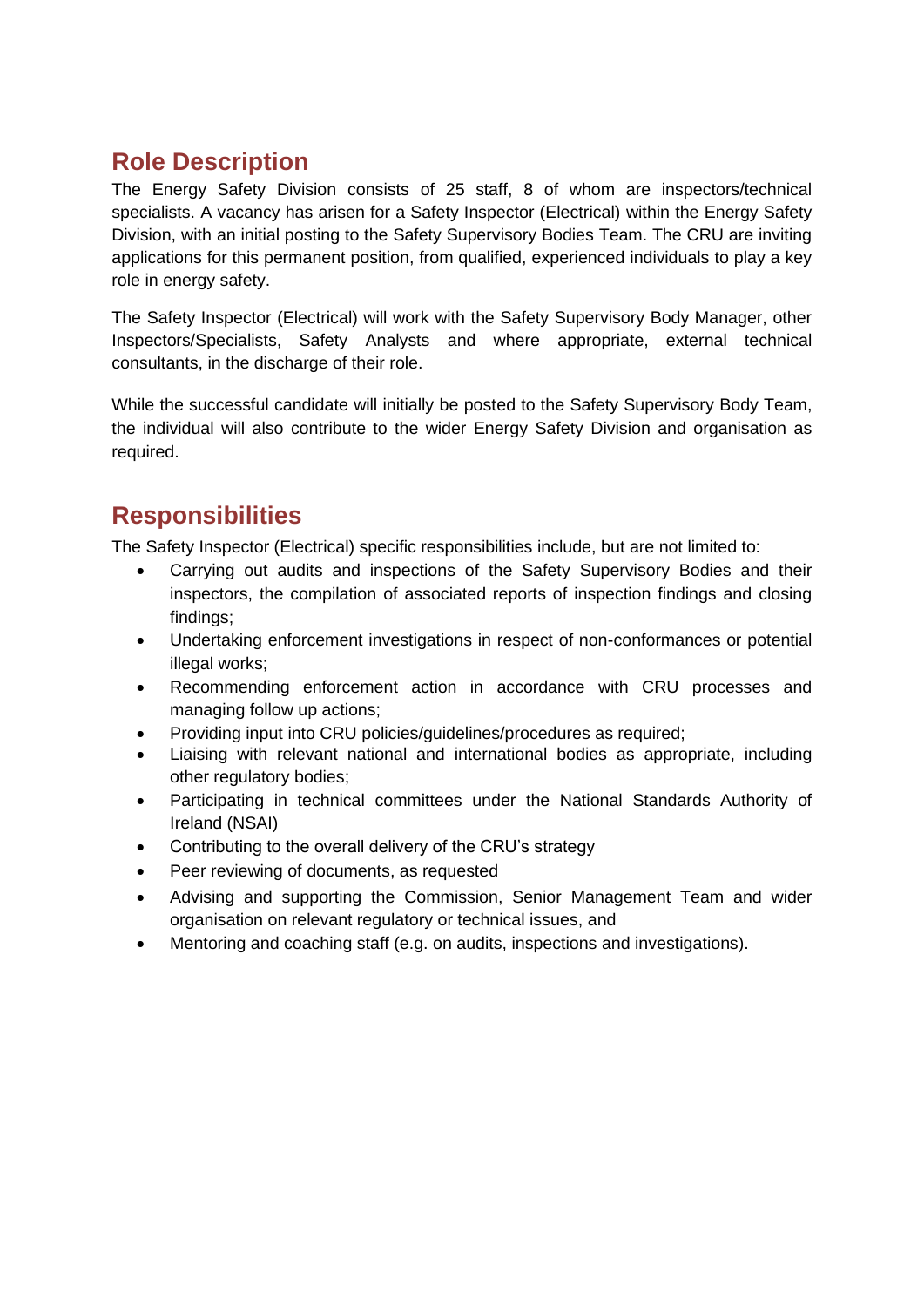## Role Description

The Energy Safety Division consists of 25 staff, 8 of whom are inspectors/technical specialists. A vacancy has arisen for a Safety Inspector (Electrical) within the Energy Safety Division, with an initial posting to the Safety Supervisory Bodies Team. The CRU are inviting applications for this permanent position, from qualified, experienced individuals to play a key role in energy safety.

The Safety Inspector (Electrical) will work with the Safety Supervisory Body Manager, other Inspectors/Specialists, Safety Analysts and where appropriate, external technical consultants, in the discharge of their role.

While the successful candidate will initially be posted to the Safety Supervisory Body Team, the individual will also contribute to the wider Energy Safety Division and organisation as required.

## Responsibilities

The Safety Inspector (Electrical) specific responsibilities include, but are not limited to:

- Carrying out audits and inspections of the Safety Supervisory Bodies and their inspectors, the compilation of associated reports of inspection findings and closing findings;
- Undertaking enforcement investigations in respect of non-conformances or potential illegal works;
- Recommending enforcement action in accordance with CRU processes and managing follow up actions;
- Providing input into CRU policies/guidelines/procedures as required;
- Liaising with relevant national and international bodies as appropriate, including other regulatory bodies;
- Participating in technical committees under the National Standards Authority of Ireland (NSAI)
- Contributing to the overall delivery of the CRU's strategy
- Peer reviewing of documents, as requested
- Advising and supporting the Commission, Senior Management Team and wider organisation on relevant regulatory or technical issues, and
- Mentoring and coaching staff (e.g. on audits, inspections and investigations).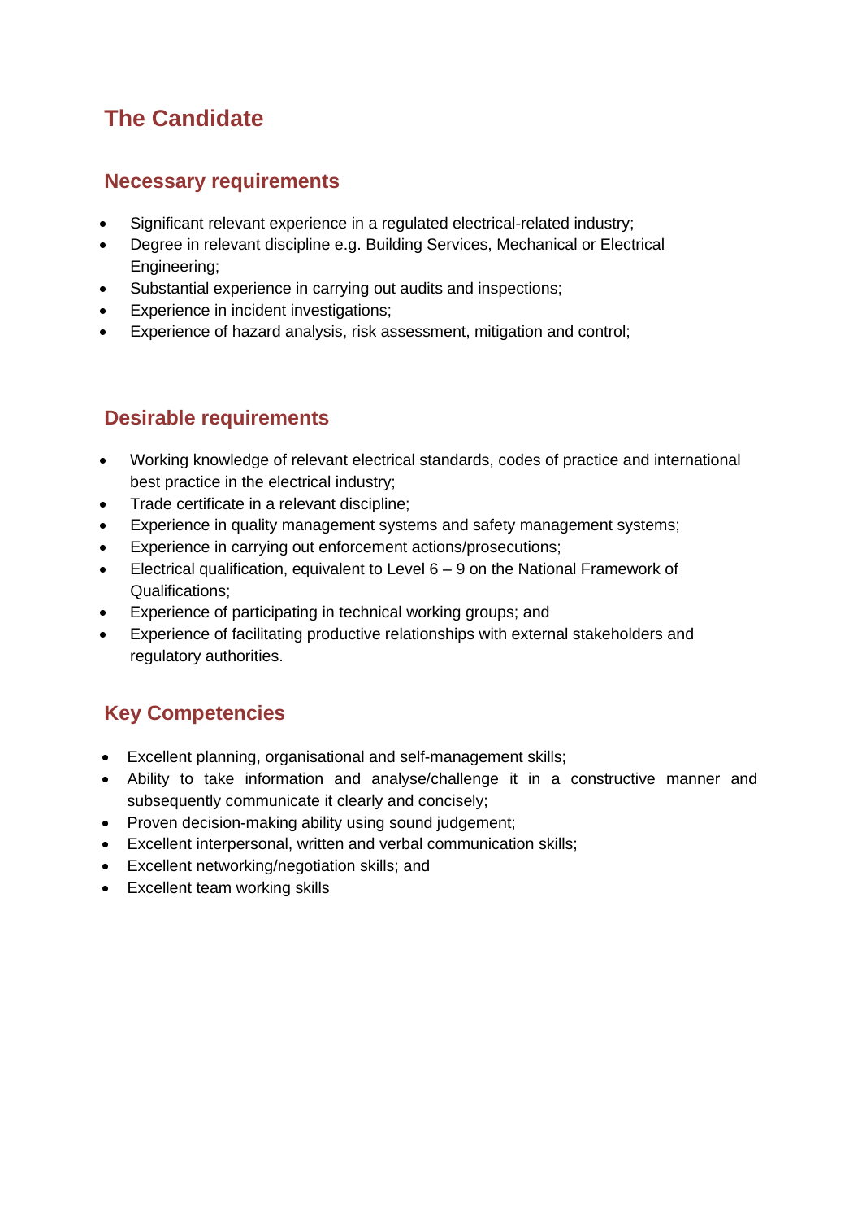# The Candidate

## Necessary requirements

- Significant relevant experience in a regulated electrical-related industry;
- Degree in relevant discipline e.g. Building Services, Mechanical or Electrical Engineering;
- Substantial experience in carrying out audits and inspections;
- Experience in incident investigations;
- Experience of hazard analysis, risk assessment, mitigation and control;

## Desirable requirements

- Working knowledge of relevant electrical standards, codes of practice and international best practice in the electrical industry;
- Trade certificate in a relevant discipline;
- Experience in quality management systems and safety management systems;
- Experience in carrying out enforcement actions/prosecutions;
- Electrical qualification, equivalent to Level 6 – 9 on the National Framework of Qualifications;
- Experience of participating in technical working groups; and
- Experience of facilitating productive relationships with external stakeholders and regulatory authorities.

## Key Competencies

- Excellent planning, organisational and self-management skills;
- Ability to take information and analyse/challenge it in a constructive manner and subsequently communicate it clearly and concisely;
- Proven decision-making ability using sound judgement;
- Excellent interpersonal, written and verbal communication skills;
- Excellent networking/negotiation skills; and
- Excellent team working skills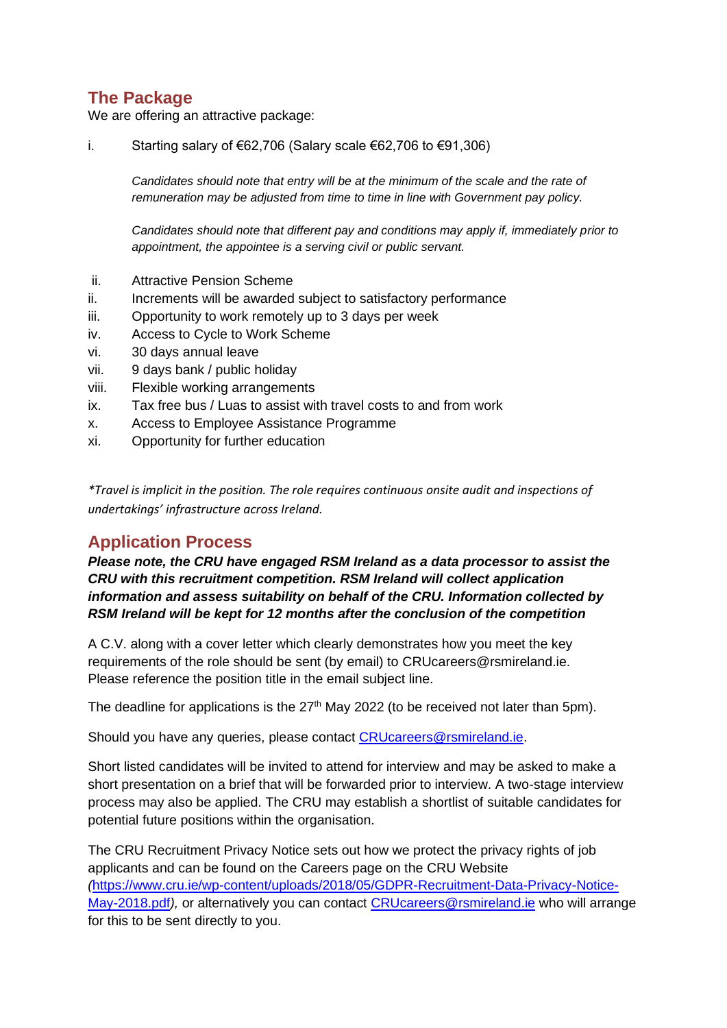## The Package

We are offering an attractive package:

i. Starting salary of €62,706 (Salary scale €62,706 to €91,306)

*Candidates should note that entry will be at the minimum of the scale and the rate of remuneration may be adjusted from time to time in line with Government pay policy.*

*Candidates should note that different pay and conditions may apply if, immediately prior to appointment, the appointee is a serving civil or public servant.*

ii. Attractive Pension Scheme
ii. Increments will be awarded subject to satisfactory performance
iii. Opportunity to work remotely up to 3 days per week
iv. Access to Cycle to Work Scheme
vi. 30 days annual leave
vii. 9 days bank / public holiday
viii. Flexible working arrangements
ix. Tax free bus / Luas to assist with travel costs to and from work
x. Access to Employee Assistance Programme
xi. Opportunity for further education

*\*Travel is implicit in the position. The role requires continuous onsite audit and inspections of undertakings' infrastructure across Ireland.*

## Application Process

***Please note, the CRU have engaged RSM Ireland as a data processor to assist the CRU with this recruitment competition. RSM Ireland will collect application information and assess suitability on behalf of the CRU. Information collected by RSM Ireland will be kept for 12 months after the conclusion of the competition***

A C.V. along with a cover letter which clearly demonstrates how you meet the key requirements of the role should be sent (by email) to CRUcareers@rsmireland.ie. Please reference the position title in the email subject line.

The deadline for applications is the 27th May 2022 (to be received not later than 5pm).

Should you have any queries, please contact CRUcareers@rsmireland.ie.

Short listed candidates will be invited to attend for interview and may be asked to make a short presentation on a brief that will be forwarded prior to interview. A two-stage interview process may also be applied. The CRU may establish a shortlist of suitable candidates for potential future positions within the organisation.

The CRU Recruitment Privacy Notice sets out how we protect the privacy rights of job applicants and can be found on the Careers page on the CRU Website *(*https://www.cru.ie/wp-content/uploads/2018/05/GDPR-Recruitment-Data-Privacy-Notice-May-2018.pdf*),* or alternatively you can contact CRUcareers@rsmireland.ie who will arrange for this to be sent directly to you.